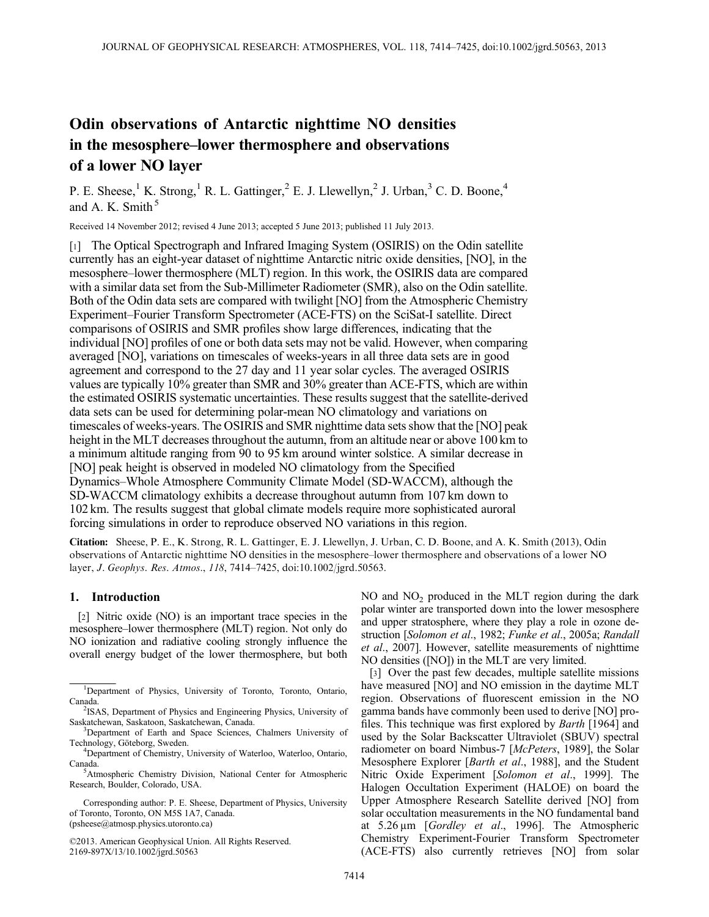# Odin observations of Antarctic nighttime NO densities in the mesosphere–lower thermosphere and observations of a lower NO layer

P. E. Sheese,[1] K. Strong,[1] R. L. Gattinger,[2] E. J. Llewellyn,[2] J. Urban,[3] C. D. Boone,[4] and A. K. Smith[5]

Received 14 November 2012; revised 4 June 2013; accepted 5 June 2013; published 11 July 2013.

[1] The Optical Spectrograph and Infrared Imaging System (OSIRIS) on the Odin satellite currently has an eight-year dataset of nighttime Antarctic nitric oxide densities, [NO], in the mesosphere–lower thermosphere (MLT) region. In this work, the OSIRIS data are compared with a similar data set from the Sub-Millimeter Radiometer (SMR), also on the Odin satellite. Both of the Odin data sets are compared with twilight [NO] from the Atmospheric Chemistry Experiment–Fourier Transform Spectrometer (ACE-FTS) on the SciSat-I satellite. Direct comparisons of OSIRIS and SMR profiles show large differences, indicating that the individual [NO] profiles of one or both data sets may not be valid. However, when comparing averaged [NO], variations on timescales of weeks-years in all three data sets are in good agreement and correspond to the 27 day and 11 year solar cycles. The averaged OSIRIS values are typically 10% greater than SMR and 30% greater than ACE-FTS, which are within the estimated OSIRIS systematic uncertainties. These results suggest that the satellite-derived data sets can be used for determining polar-mean NO climatology and variations on timescales of weeks-years. The OSIRIS and SMR nighttime data sets show that the [NO] peak height in the MLT decreases throughout the autumn, from an altitude near or above 100 km to a minimum altitude ranging from 90 to 95 km around winter solstice. A similar decrease in [NO] peak height is observed in modeled NO climatology from the Specified Dynamics–Whole Atmosphere Community Climate Model (SD-WACCM), although the SD-WACCM climatology exhibits a decrease throughout autumn from 107 km down to 102 km. The results suggest that global climate models require more sophisticated auroral forcing simulations in order to reproduce observed NO variations in this region.

**Citation:** Sheese, P. E., K. Strong, R. L. Gattinger, E. J. Llewellyn, J. Urban, C. D. Boone, and A. K. Smith (2013), Odin observations of Antarctic nighttime NO densities in the mesosphere–lower thermosphere and observations of a lower NO layer, *J. Geophys. Res. Atmos.*, *118*, 7414–7425, doi:10.1002/jgrd.50563.

## 1. Introduction

[2] Nitric oxide (NO) is an important trace species in the mesosphere–lower thermosphere (MLT) region. Not only do NO ionization and radiative cooling strongly influence the overall energy budget of the lower thermosphere, but both NO and $NO_2$ produced in the MLT region during the dark polar winter are transported down into the lower mesosphere and upper stratosphere, where they play a role in ozone destruction [*Solomon et al.*, 1982; *Funke et al.*, 2005a; *Randall et al.*, 2007]. However, satellite measurements of nighttime NO densities ([NO]) in the MLT are very limited.

[3] Over the past few decades, multiple satellite missions have measured [NO] and NO emission in the daytime MLT region. Observations of fluorescent emission in the NO gamma bands have commonly been used to derive [NO] profiles. This technique was first explored by *Barth* [1964] and used by the Solar Backscatter Ultraviolet (SBUV) spectral radiometer on board Nimbus-7 [*McPeters*, 1989], the Solar Mesosphere Explorer [*Barth et al.*, 1988], and the Student Nitric Oxide Experiment [*Solomon et al.*, 1999]. The Halogen Occultation Experiment (HALOE) on board the Upper Atmosphere Research Satellite derived [NO] from solar occultation measurements in the NO fundamental band at 5.26 μm [*Gordley et al.*, 1996]. The Atmospheric Chemistry Experiment-Fourier Transform Spectrometer (ACE-FTS) also currently retrieves [NO] from solar

[1] Department of Physics, University of Toronto, Toronto, Ontario, Canada.

[2] ISAS, Department of Physics and Engineering Physics, University of Saskatchewan, Saskatoon, Saskatchewan, Canada.

[3] Department of Earth and Space Sciences, Chalmers University of Technology, Göteborg, Sweden.

[4] Department of Chemistry, University of Waterloo, Waterloo, Ontario, Canada.

[5] Atmospheric Chemistry Division, National Center for Atmospheric Research, Boulder, Colorado, USA.

Corresponding author: P. E. Sheese, Department of Physics, University of Toronto, Toronto, ON M5S 1A7, Canada. (psheese@atmosp.physics.utoronto.ca)

©2013. American Geophysical Union. All Rights Reserved.
2169-897X/13/10.1002/jgrd.50563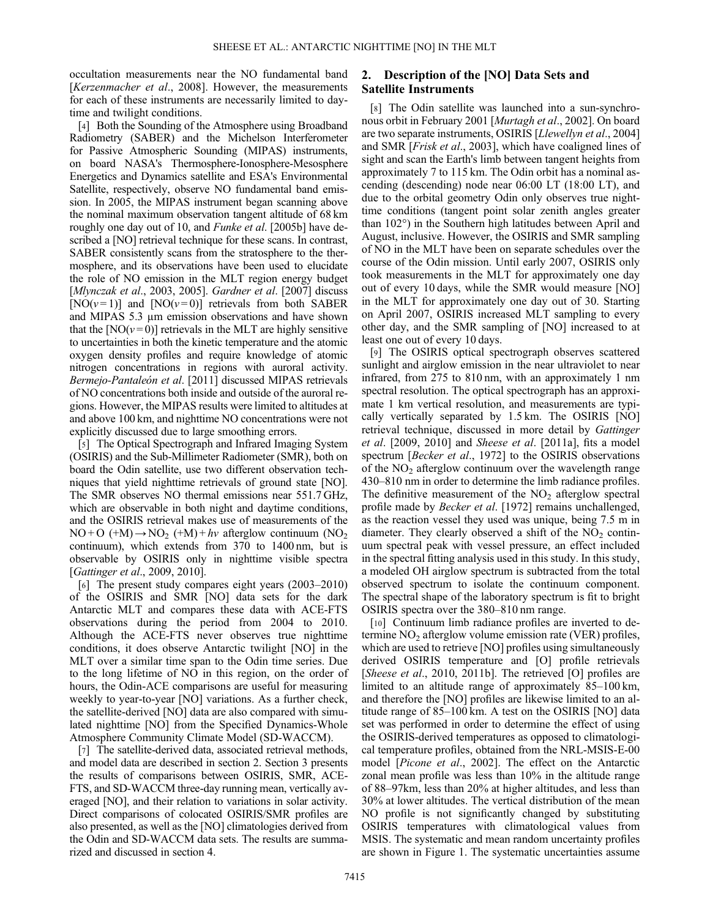occultation measurements near the NO fundamental band [*Kerzenmacher et al*., 2008]. However, the measurements for each of these instruments are necessarily limited to daytime and twilight conditions.

[4] Both the Sounding of the Atmosphere using Broadband Radiometry (SABER) and the Michelson Interferometer for Passive Atmospheric Sounding (MIPAS) instruments, on board NASA's Thermosphere-Ionosphere-Mesosphere Energetics and Dynamics satellite and ESA's Environmental Satellite, respectively, observe NO fundamental band emission. In 2005, the MIPAS instrument began scanning above the nominal maximum observation tangent altitude of 68 km roughly one day out of 10, and *Funke et al*. [2005b] have described a [NO] retrieval technique for these scans. In contrast, SABER consistently scans from the stratosphere to the thermosphere, and its observations have been used to elucidate the role of NO emission in the MLT region energy budget [*Mlynczak et al*., 2003, 2005]. *Gardner et al*. [2007] discuss [NO($v=1$)] and [NO($v=0$)] retrievals from both SABER and MIPAS 5.3 μm emission observations and have shown that the [NO($v=0$)] retrievals in the MLT are highly sensitive to uncertainties in both the kinetic temperature and the atomic oxygen density profiles and require knowledge of atomic nitrogen concentrations in regions with auroral activity. *Bermejo-Pantaleón et al*. [2011] discussed MIPAS retrievals of NO concentrations both inside and outside of the auroral regions. However, the MIPAS results were limited to altitudes at and above 100 km, and nighttime NO concentrations were not explicitly discussed due to large smoothing errors.

[5] The Optical Spectrograph and Infrared Imaging System (OSIRIS) and the Sub-Millimeter Radiometer (SMR), both on board the Odin satellite, use two different observation techniques that yield nighttime retrievals of ground state [NO]. The SMR observes NO thermal emissions near 551.7 GHz, which are observable in both night and daytime conditions, and the OSIRIS retrieval makes use of measurements of the NO + O (+M) → $NO_2$ (+M) + $h\nu$ afterglow continuum ($NO_2$ continuum), which extends from 370 to 1400 nm, but is observable by OSIRIS only in nighttime visible spectra [*Gattinger et al*., 2009, 2010].

[6] The present study compares eight years (2003–2010) of the OSIRIS and SMR [NO] data sets for the dark Antarctic MLT and compares these data with ACE-FTS observations during the period from 2004 to 2010. Although the ACE-FTS never observes true nighttime conditions, it does observe Antarctic twilight [NO] in the MLT over a similar time span to the Odin time series. Due to the long lifetime of NO in this region, on the order of hours, the Odin-ACE comparisons are useful for measuring weekly to year-to-year [NO] variations. As a further check, the satellite-derived [NO] data are also compared with simulated nighttime [NO] from the Specified Dynamics-Whole Atmosphere Community Climate Model (SD-WACCM).

[7] The satellite-derived data, associated retrieval methods, and model data are described in section 2. Section 3 presents the results of comparisons between OSIRIS, SMR, ACE-FTS, and SD-WACCM three-day running mean, vertically averaged [NO], and their relation to variations in solar activity. Direct comparisons of colocated OSIRIS/SMR profiles are also presented, as well as the [NO] climatologies derived from the Odin and SD-WACCM data sets. The results are summarized and discussed in section 4.

## 2. Description of the [NO] Data Sets and Satellite Instruments

[8] The Odin satellite was launched into a sun-synchronous orbit in February 2001 [*Murtagh et al*., 2002]. On board are two separate instruments, OSIRIS [*Llewellyn et al*., 2004] and SMR [*Frisk et al*., 2003], which have coaligned lines of sight and scan the Earth's limb between tangent heights from approximately 7 to 115 km. The Odin orbit has a nominal ascending (descending) node near 06:00 LT (18:00 LT), and due to the orbital geometry Odin only observes true nighttime conditions (tangent point solar zenith angles greater than 102°) in the Southern high latitudes between April and August, inclusive. However, the OSIRIS and SMR sampling of NO in the MLT have been on separate schedules over the course of the Odin mission. Until early 2007, OSIRIS only took measurements in the MLT for approximately one day out of every 10 days, while the SMR would measure [NO] in the MLT for approximately one day out of 30. Starting on April 2007, OSIRIS increased MLT sampling to every other day, and the SMR sampling of [NO] increased to at least one out of every 10 days.

[9] The OSIRIS optical spectrograph observes scattered sunlight and airglow emission in the near ultraviolet to near infrared, from 275 to 810 nm, with an approximately 1 nm spectral resolution. The optical spectrograph has an approximate 1 km vertical resolution, and measurements are typically vertically separated by 1.5 km. The OSIRIS [NO] retrieval technique, discussed in more detail by *Gattinger et al*. [2009, 2010] and *Sheese et al*. [2011a], fits a model spectrum [*Becker et al*., 1972] to the OSIRIS observations of the $NO_2$ afterglow continuum over the wavelength range 430–810 nm in order to determine the limb radiance profiles. The definitive measurement of the $NO_2$ afterglow spectral profile made by *Becker et al*. [1972] remains unchallenged, as the reaction vessel they used was unique, being 7.5 m in diameter. They clearly observed a shift of the $NO_2$ continuum spectral peak with vessel pressure, an effect included in the spectral fitting analysis used in this study. In this study, a modeled OH airglow spectrum is subtracted from the total observed spectrum to isolate the continuum component. The spectral shape of the laboratory spectrum is fit to bright OSIRIS spectra over the 380–810 nm range.

[10] Continuum limb radiance profiles are inverted to determine $NO_2$ afterglow volume emission rate (VER) profiles, which are used to retrieve [NO] profiles using simultaneously derived OSIRIS temperature and [O] profile retrievals [*Sheese et al*., 2010, 2011b]. The retrieved [O] profiles are limited to an altitude range of approximately 85–100 km, and therefore the [NO] profiles are likewise limited to an altitude range of 85–100 km. A test on the OSIRIS [NO] data set was performed in order to determine the effect of using the OSIRIS-derived temperatures as opposed to climatological temperature profiles, obtained from the NRL-MSIS-E-00 model [*Picone et al*., 2002]. The effect on the Antarctic zonal mean profile was less than 10% in the altitude range of 88–97km, less than 20% at higher altitudes, and less than 30% at lower altitudes. The vertical distribution of the mean NO profile is not significantly changed by substituting OSIRIS temperatures with climatological values from MSIS. The systematic and mean random uncertainty profiles are shown in Figure 1. The systematic uncertainties assume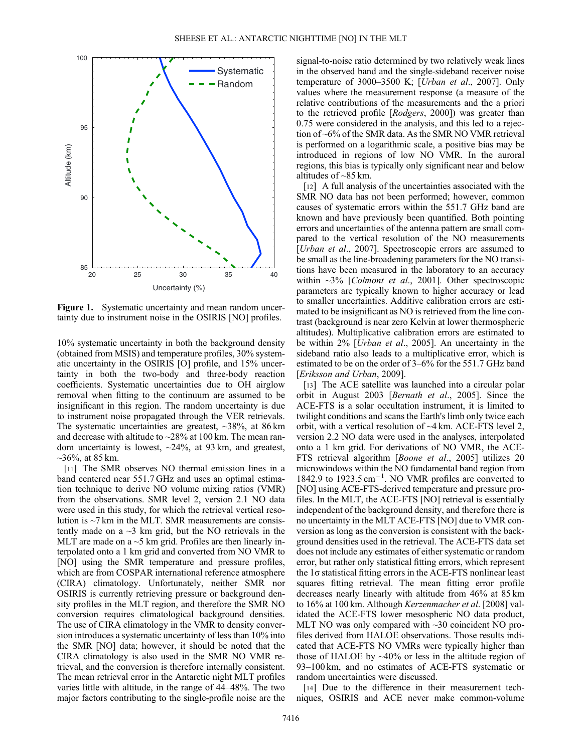**Figure 1.** Systematic uncertainty and mean random uncertainty due to instrument noise in the OSIRIS [NO] profiles.

10% systematic uncertainty in both the background density (obtained from MSIS) and temperature profiles, 30% systematic uncertainty in the OSIRIS [O] profile, and 15% uncertainty in both the two-body and three-body reaction coefficients. Systematic uncertainties due to OH airglow removal when fitting to the continuum are assumed to be insignificant in this region. The random uncertainty is due to instrument noise propagated through the VER retrievals. The systematic uncertainties are greatest, ~38%, at 86 km and decrease with altitude to ~28% at 100 km. The mean random uncertainty is lowest, ~24%, at 93 km, and greatest, ~36%, at 85 km.

[11] The SMR observes NO thermal emission lines in a band centered near 551.7 GHz and uses an optimal estimation technique to derive NO volume mixing ratios (VMR) from the observations. SMR level 2, version 2.1 NO data were used in this study, for which the retrieval vertical resolution is ~7 km in the MLT. SMR measurements are consistently made on a ~3 km grid, but the NO retrievals in the MLT are made on a ~5 km grid. Profiles are then linearly interpolated onto a 1 km grid and converted from NO VMR to [NO] using the SMR temperature and pressure profiles, which are from COSPAR international reference atmosphere (CIRA) climatology. Unfortunately, neither SMR nor OSIRIS is currently retrieving pressure or background density profiles in the MLT region, and therefore the SMR NO conversion requires climatological background densities. The use of CIRA climatology in the VMR to density conversion introduces a systematic uncertainty of less than 10% into the SMR [NO] data; however, it should be noted that the CIRA climatology is also used in the SMR NO VMR retrieval, and the conversion is therefore internally consistent. The mean retrieval error in the Antarctic night MLT profiles varies little with altitude, in the range of 44–48%. The two major factors contributing to the single-profile noise are the signal-to-noise ratio determined by two relatively weak lines in the observed band and the single-sideband receiver noise temperature of 3000–3500 K; [*Urban et al.*, 2007]. Only values where the measurement response (a measure of the relative contributions of the measurements and the a priori to the retrieved profile [*Rodgers*, 2000]) was greater than 0.75 were considered in the analysis, and this led to a rejection of ~6% of the SMR data. As the SMR NO VMR retrieval is performed on a logarithmic scale, a positive bias may be introduced in regions of low NO VMR. In the auroral regions, this bias is typically only significant near and below altitudes of ~85 km.

[12] A full analysis of the uncertainties associated with the SMR NO data has not been performed; however, common causes of systematic errors within the 551.7 GHz band are known and have previously been quantified. Both pointing errors and uncertainties of the antenna pattern are small compared to the vertical resolution of the NO measurements [*Urban et al.*, 2007]. Spectroscopic errors are assumed to be small as the line-broadening parameters for the NO transitions have been measured in the laboratory to an accuracy within ~3% [*Colmont et al.*, 2001]. Other spectroscopic parameters are typically known to higher accuracy or lead to smaller uncertainties. Additive calibration errors are estimated to be insignificant as NO is retrieved from the line contrast (background is near zero Kelvin at lower thermospheric altitudes). Multiplicative calibration errors are estimated to be within 2% [*Urban et al.*, 2005]. An uncertainty in the sideband ratio also leads to a multiplicative error, which is estimated to be on the order of 3–6% for the 551.7 GHz band [*Eriksson and Urban*, 2009].

[13] The ACE satellite was launched into a circular polar orbit in August 2003 [*Bernath et al.*, 2005]. Since the ACE-FTS is a solar occultation instrument, it is limited to twilight conditions and scans the Earth's limb only twice each orbit, with a vertical resolution of ~4 km. ACE-FTS level 2, version 2.2 NO data were used in the analyses, interpolated onto a 1 km grid. For derivations of NO VMR, the ACE-FTS retrieval algorithm [*Boone et al.*, 2005] utilizes 20 microwindows within the NO fundamental band region from 1842.9 to 1923.5 $\mathrm{cm}^{-1}$. NO VMR profiles are converted to [NO] using ACE-FTS-derived temperature and pressure profiles. In the MLT, the ACE-FTS [NO] retrieval is essentially independent of the background density, and therefore there is no uncertainty in the MLT ACE-FTS [NO] due to VMR conversion as long as the conversion is consistent with the background densities used in the retrieval. The ACE-FTS data set does not include any estimates of either systematic or random error, but rather only statistical fitting errors, which represent the 1σ statistical fitting errors in the ACE-FTS nonlinear least squares fitting retrieval. The mean fitting error profile decreases nearly linearly with altitude from 46% at 85 km to 16% at 100 km. Although *Kerzenmacher et al*. [2008] validated the ACE-FTS lower mesospheric NO data product, MLT NO was only compared with ~30 coincident NO profiles derived from HALOE observations. Those results indicated that ACE-FTS NO VMRs were typically higher than those of HALOE by ~40% or less in the altitude region of 93–100 km, and no estimates of ACE-FTS systematic or random uncertainties were discussed.

[14] Due to the difference in their measurement techniques, OSIRIS and ACE never make common-volume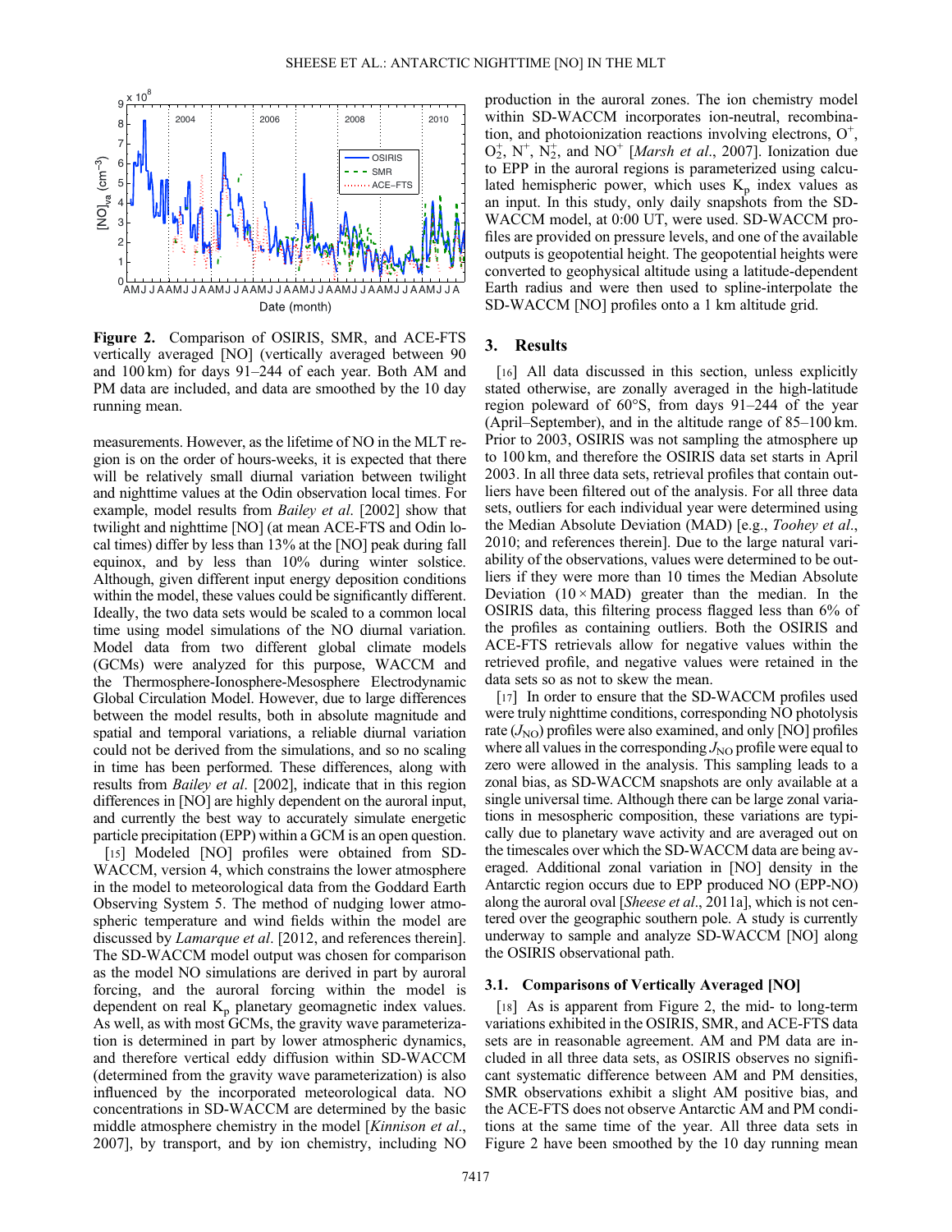**Figure 2.** Comparison of OSIRIS, SMR, and ACE-FTS vertically averaged [NO] (vertically averaged between 90 and 100 km) for days 91–244 of each year. Both AM and PM data are included, and data are smoothed by the 10 day running mean.

measurements. However, as the lifetime of NO in the MLT region is on the order of hours-weeks, it is expected that there will be relatively small diurnal variation between twilight and nighttime values at the Odin observation local times. For example, model results from *Bailey et al.* [2002] show that twilight and nighttime [NO] (at mean ACE-FTS and Odin local times) differ by less than 13% at the [NO] peak during fall equinox, and by less than 10% during winter solstice. Although, given different input energy deposition conditions within the model, these values could be significantly different. Ideally, the two data sets would be scaled to a common local time using model simulations of the NO diurnal variation. Model data from two different global climate models (GCMs) were analyzed for this purpose, WACCM and the Thermosphere-Ionosphere-Mesosphere Electrodynamic Global Circulation Model. However, due to large differences between the model results, both in absolute magnitude and spatial and temporal variations, a reliable diurnal variation could not be derived from the simulations, and so no scaling in time has been performed. These differences, along with results from *Bailey et al.* [2002], indicate that in this region differences in [NO] are highly dependent on the auroral input, and currently the best way to accurately simulate energetic particle precipitation (EPP) within a GCM is an open question.

[15] Modeled [NO] profiles were obtained from SD-WACCM, version 4, which constrains the lower atmosphere in the model to meteorological data from the Goddard Earth Observing System 5. The method of nudging lower atmospheric temperature and wind fields within the model are discussed by *Lamarque et al.* [2012, and references therein]. The SD-WACCM model output was chosen for comparison as the model NO simulations are derived in part by auroral forcing, and the auroral forcing within the model is dependent on real $K_p$ planetary geomagnetic index values. As well, as with most GCMs, the gravity wave parameterization is determined in part by lower atmospheric dynamics, and therefore vertical eddy diffusion within SD-WACCM (determined from the gravity wave parameterization) is also influenced by the incorporated meteorological data. NO concentrations in SD-WACCM are determined by the basic middle atmosphere chemistry in the model [*Kinnison et al.*, 2007], by transport, and by ion chemistry, including NO production in the auroral zones. The ion chemistry model within SD-WACCM incorporates ion-neutral, recombination, and photoionization reactions involving electrons, $O^+$, $O_2^+$, $N^+$, $N_2^+$, and $NO^+$ [*Marsh et al.*, 2007]. Ionization due to EPP in the auroral regions is parameterized using calculated hemispheric power, which uses $K_p$ index values as an input. In this study, only daily snapshots from the SD-WACCM model, at 0:00 UT, were used. SD-WACCM profiles are provided on pressure levels, and one of the available outputs is geopotential height. The geopotential heights were converted to geophysical altitude using a latitude-dependent Earth radius and were then used to spline-interpolate the SD-WACCM [NO] profiles onto a 1 km altitude grid.

## 3. Results

[16] All data discussed in this section, unless explicitly stated otherwise, are zonally averaged in the high-latitude region poleward of 60°S, from days 91–244 of the year (April–September), and in the altitude range of 85–100 km. Prior to 2003, OSIRIS was not sampling the atmosphere up to 100 km, and therefore the OSIRIS data set starts in April 2003. In all three data sets, retrieval profiles that contain outliers have been filtered out of the analysis. For all three data sets, outliers for each individual year were determined using the Median Absolute Deviation (MAD) [e.g., *Toohey et al.*, 2010; and references therein]. Due to the large natural variability of the observations, values were determined to be outliers if they were more than 10 times the Median Absolute Deviation ($10 \times$ MAD) greater than the median. In the OSIRIS data, this filtering process flagged less than 6% of the profiles as containing outliers. Both the OSIRIS and ACE-FTS retrievals allow for negative values within the retrieved profile, and negative values were retained in the data sets so as not to skew the mean.

[17] In order to ensure that the SD-WACCM profiles used were truly nighttime conditions, corresponding NO photolysis rate ($J_{NO}$) profiles were also examined, and only [NO] profiles where all values in the corresponding $J_{NO}$ profile were equal to zero were allowed in the analysis. This sampling leads to a zonal bias, as SD-WACCM snapshots are only available at a single universal time. Although there can be large zonal variations in mesospheric composition, these variations are typically due to planetary wave activity and are averaged out on the timescales over which the SD-WACCM data are being averaged. Additional zonal variation in [NO] density in the Antarctic region occurs due to EPP produced NO (EPP-NO) along the auroral oval [*Sheese et al.*, 2011a], which is not centered over the geographic southern pole. A study is currently underway to sample and analyze SD-WACCM [NO] along the OSIRIS observational path.

### 3.1. Comparisons of Vertically Averaged [NO]

[18] As is apparent from Figure 2, the mid- to long-term variations exhibited in the OSIRIS, SMR, and ACE-FTS data sets are in reasonable agreement. AM and PM data are included in all three data sets, as OSIRIS observes no significant systematic difference between AM and PM densities, SMR observations exhibit a slight AM positive bias, and the ACE-FTS does not observe Antarctic AM and PM conditions at the same time of the year. All three data sets in Figure 2 have been smoothed by the 10 day running mean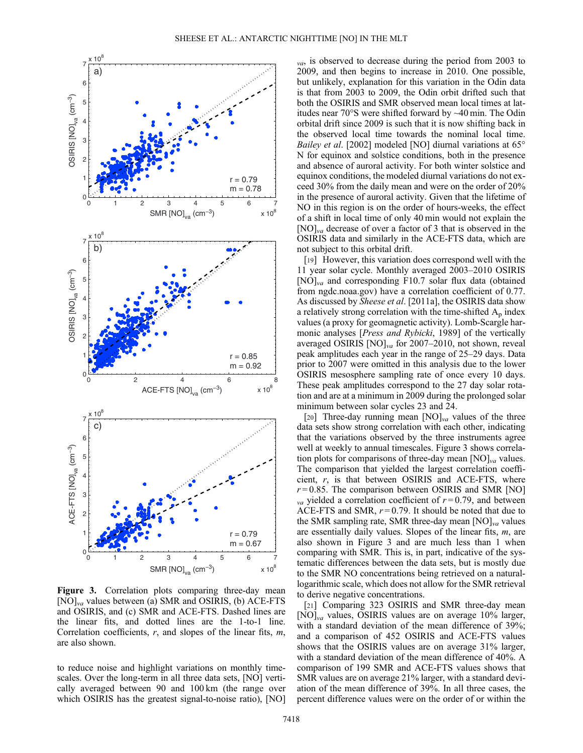Figure 3. Correlation plots comparing three-day mean $[NO]_{va}$ values between (a) SMR and OSIRIS, (b) ACE-FTS and OSIRIS, and (c) SMR and ACE-FTS. Dashed lines are the linear fits, and dotted lines are the 1-to-1 line. Correlation coefficients, $r$, and slopes of the linear fits, $m$, are also shown.

to reduce noise and highlight variations on monthly timescales. Over the long-term in all three data sets, [NO] vertically averaged between 90 and 100 km (the range over which OSIRIS has the greatest signal-to-noise ratio), $[NO]_{va}$, is observed to decrease during the period from 2003 to 2009, and then begins to increase in 2010. One possible, but unlikely, explanation for this variation in the Odin data is that from 2003 to 2009, the Odin orbit drifted such that both the OSIRIS and SMR observed mean local times at latitudes near 70°S were shifted forward by ~40 min. The Odin orbital drift since 2009 is such that it is now shifting back in the observed local time towards the nominal local time. *Bailey et al.* [2002] modeled [NO] diurnal variations at 65° N for equinox and solstice conditions, both in the presence and absence of auroral activity. For both winter solstice and equinox conditions, the modeled diurnal variations do not exceed 30% from the daily mean and were on the order of 20% in the presence of auroral activity. Given that the lifetime of NO in this region is on the order of hours-weeks, the effect of a shift in local time of only 40 min would not explain the $[NO]_{va}$ decrease of over a factor of 3 that is observed in the OSIRIS data and similarly in the ACE-FTS data, which are not subject to this orbital drift.

[19] However, this variation does correspond well with the 11 year solar cycle. Monthly averaged 2003–2010 OSIRIS $[NO]_{va}$ and corresponding F10.7 solar flux data (obtained from ngdc.noaa.gov) have a correlation coefficient of 0.77. As discussed by *Sheese et al.* [2011a], the OSIRIS data show a relatively strong correlation with the time-shifted $A_p$ index values (a proxy for geomagnetic activity). Lomb-Scargle harmonic analyses [*Press and Rybicki*, 1989] of the vertically averaged OSIRIS $[NO]_{va}$ for 2007–2010, not shown, reveal peak amplitudes each year in the range of 25–29 days. Data prior to 2007 were omitted in this analysis due to the lower OSIRIS mesosphere sampling rate of once every 10 days. These peak amplitudes correspond to the 27 day solar rotation and are at a minimum in 2009 during the prolonged solar minimum between solar cycles 23 and 24.

[20] Three-day running mean $[NO]_{va}$ values of the three data sets show strong correlation with each other, indicating that the variations observed by the three instruments agree well at weekly to annual timescales. Figure 3 shows correlation plots for comparisons of three-day mean $[NO]_{va}$ values. The comparison that yielded the largest correlation coefficient, $r$, is that between OSIRIS and ACE-FTS, where $r = 0.85$. The comparison between OSIRIS and SMR $[NO]_{va}$ yielded a correlation coefficient of $r = 0.79$, and between ACE-FTS and SMR, $r = 0.79$. It should be noted that due to the SMR sampling rate, SMR three-day mean $[NO]_{va}$ values are essentially daily values. Slopes of the linear fits, $m$, are also shown in Figure 3 and are much less than 1 when comparing with SMR. This is, in part, indicative of the systematic differences between the data sets, but is mostly due to the SMR NO concentrations being retrieved on a natural-logarithmic scale, which does not allow for the SMR retrieval to derive negative concentrations.

[21] Comparing 323 OSIRIS and SMR three-day mean $[NO]_{va}$ values, OSIRIS values are on average 10% larger, with a standard deviation of the mean difference of 39%; and a comparison of 452 OSIRIS and ACE-FTS values shows that the OSIRIS values are on average 31% larger, with a standard deviation of the mean difference of 40%. A comparison of 199 SMR and ACE-FTS values shows that SMR values are on average 21% larger, with a standard deviation of the mean difference of 39%. In all three cases, the percent difference values were on the order of or within the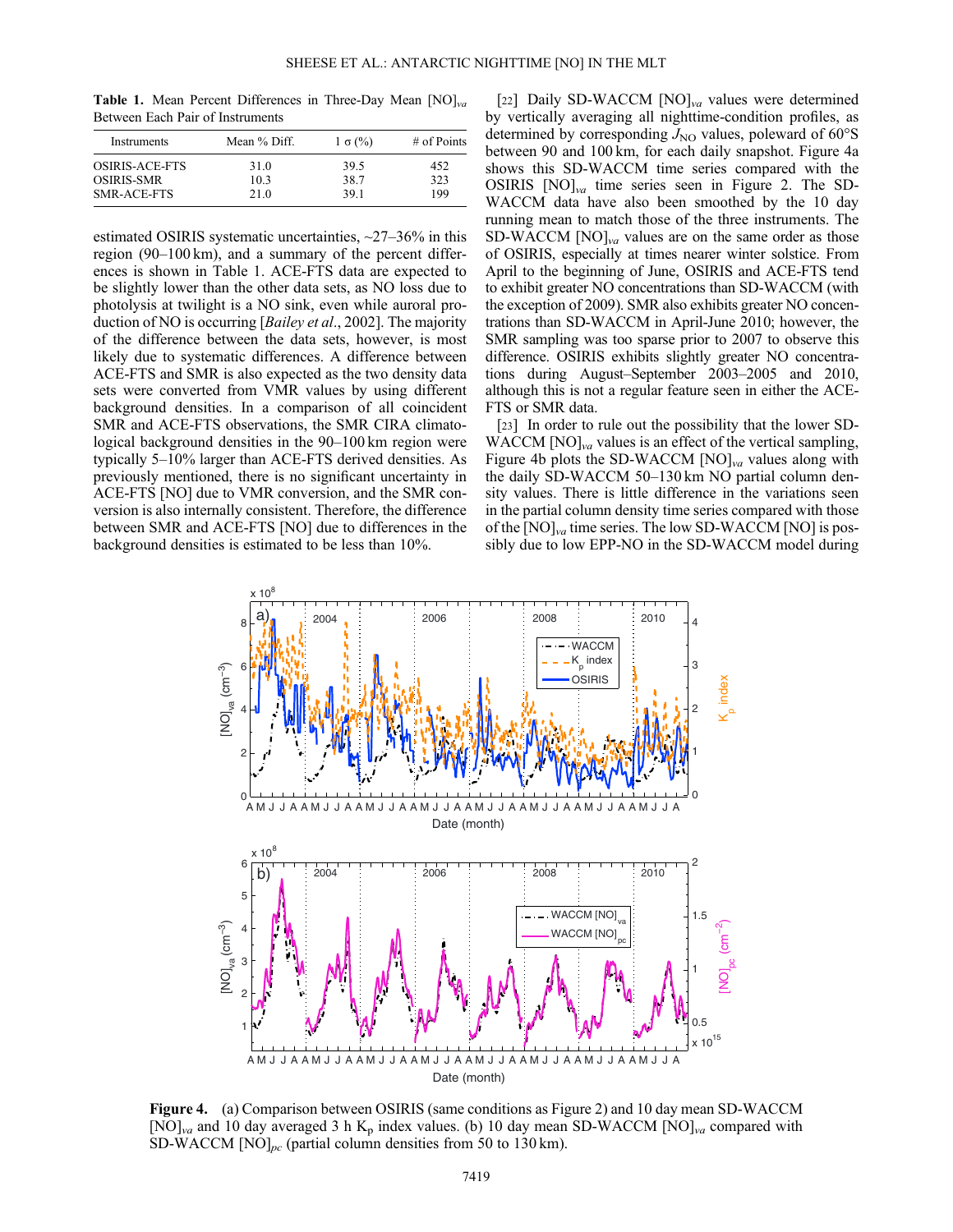**Table 1.** Mean Percent Differences in Three-Day Mean $[NO]_{va}$ Between Each Pair of Instruments

| Instruments | Mean % Diff. | 1 σ (%) | # of Points |
|---|---|---|---|
| OSIRIS-ACE-FTS | 31.0 | 39.5 | 452 |
| OSIRIS-SMR | 10.3 | 38.7 | 323 |
| SMR-ACE-FTS | 21.0 | 39.1 | 199 |

estimated OSIRIS systematic uncertainties, ~27–36% in this region (90–100 km), and a summary of the percent differences is shown in Table 1. ACE-FTS data are expected to be slightly lower than the other data sets, as NO loss due to photolysis at twilight is a NO sink, even while auroral production of NO is occurring [*Bailey et al*., 2002]. The majority of the difference between the data sets, however, is most likely due to systematic differences. A difference between ACE-FTS and SMR is also expected as the two density data sets were converted from VMR values by using different background densities. In a comparison of all coincident SMR and ACE-FTS observations, the SMR CIRA climatological background densities in the 90–100 km region were typically 5–10% larger than ACE-FTS derived densities. As previously mentioned, there is no significant uncertainty in ACE-FTS [NO] due to VMR conversion, and the SMR conversion is also internally consistent. Therefore, the difference between SMR and ACE-FTS [NO] due to differences in the background densities is estimated to be less than 10%.

[22] Daily SD-WACCM $[NO]_{va}$ values were determined by vertically averaging all nighttime-condition profiles, as determined by corresponding $J_{NO}$ values, poleward of 60°S between 90 and 100 km, for each daily snapshot. Figure 4a shows this SD-WACCM time series compared with the OSIRIS $[NO]_{va}$ time series seen in Figure 2. The SD-WACCM data have also been smoothed by the 10 day running mean to match those of the three instruments. The SD-WACCM $[NO]_{va}$ values are on the same order as those of OSIRIS, especially at times nearer winter solstice. From April to the beginning of June, OSIRIS and ACE-FTS tend to exhibit greater NO concentrations than SD-WACCM (with the exception of 2009). SMR also exhibits greater NO concentrations than SD-WACCM in April-June 2010; however, the SMR sampling was too sparse prior to 2007 to observe this difference. OSIRIS exhibits slightly greater NO concentrations during August–September 2003–2005 and 2010, although this is not a regular feature seen in either the ACE-FTS or SMR data.

[23] In order to rule out the possibility that the lower SD-WACCM $[NO]_{va}$ values is an effect of the vertical sampling, Figure 4b plots the SD-WACCM $[NO]_{va}$ values along with the daily SD-WACCM 50–130 km NO partial column density values. There is little difference in the variations seen in the partial column density time series compared with those of the $[NO]_{va}$ time series. The low SD-WACCM [NO] is possibly due to low EPP-NO in the SD-WACCM model during

**Figure 4.** (a) Comparison between OSIRIS (same conditions as Figure 2) and 10 day mean SD-WACCM $[NO]_{va}$ and 10 day averaged 3 h $K_p$ index values. (b) 10 day mean SD-WACCM $[NO]_{va}$ compared with SD-WACCM $[NO]_{pc}$ (partial column densities from 50 to 130 km).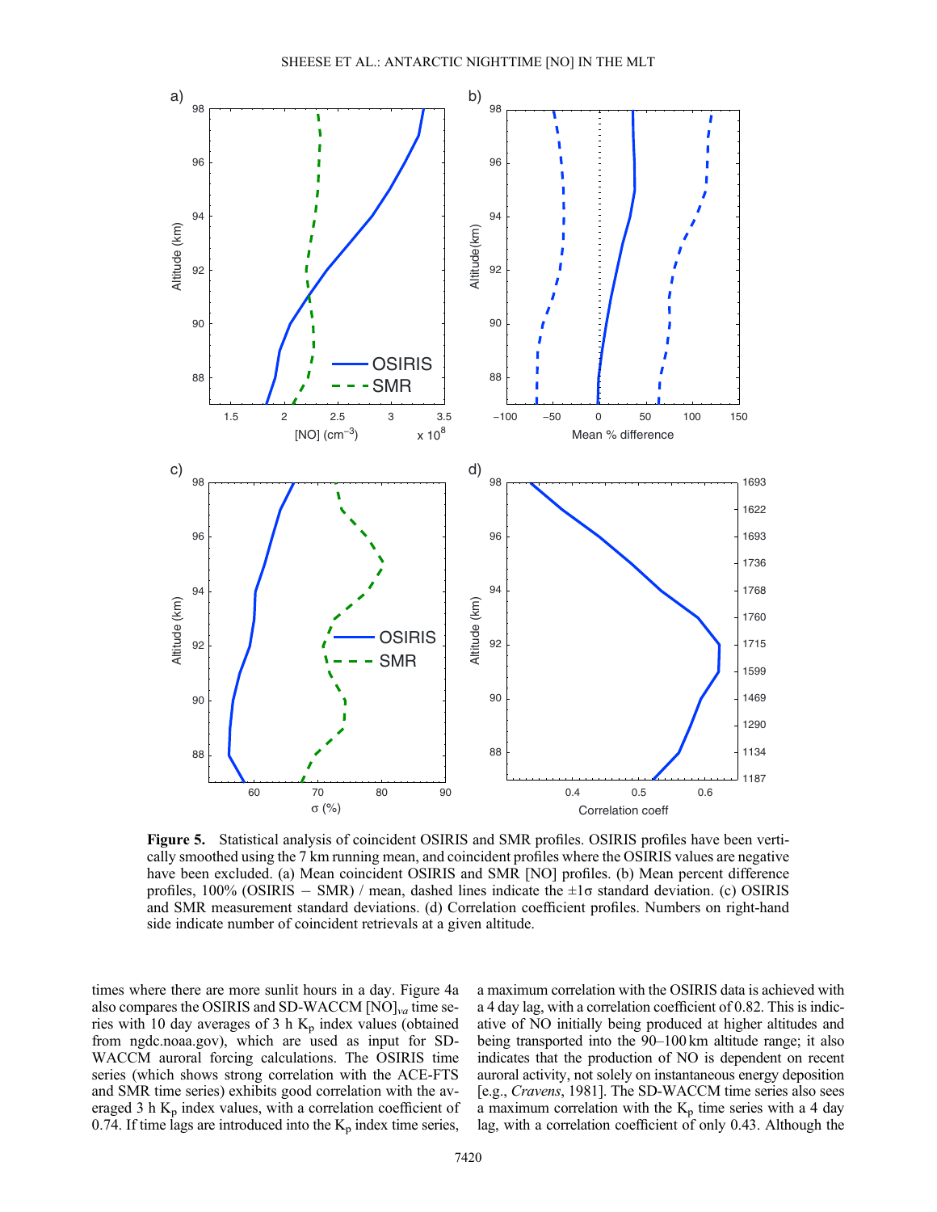**Figure 5.** Statistical analysis of coincident OSIRIS and SMR profiles. OSIRIS profiles have been vertically smoothed using the 7 km running mean, and coincident profiles where the OSIRIS values are negative have been excluded. (a) Mean coincident OSIRIS and SMR [NO] profiles. (b) Mean percent difference profiles, 100% (OSIRIS − SMR) / mean, dashed lines indicate the ±1σ standard deviation. (c) OSIRIS and SMR measurement standard deviations. (d) Correlation coefficient profiles. Numbers on right-hand side indicate number of coincident retrievals at a given altitude.

times where there are more sunlit hours in a day. Figure 4a also compares the OSIRIS and SD-WACCM $[NO]_{va}$ time series with 10 day averages of 3 h $K_p$ index values (obtained from ngdc.noaa.gov), which are used as input for SD-WACCM auroral forcing calculations. The OSIRIS time series (which shows strong correlation with the ACE-FTS and SMR time series) exhibits good correlation with the averaged 3 h $K_p$ index values, with a correlation coefficient of 0.74. If time lags are introduced into the $K_p$ index time series, a maximum correlation with the OSIRIS data is achieved with a 4 day lag, with a correlation coefficient of 0.82. This is indicative of NO initially being produced at higher altitudes and being transported into the 90–100 km altitude range; it also indicates that the production of NO is dependent on recent auroral activity, not solely on instantaneous energy deposition [e.g., *Cravens*, 1981]. The SD-WACCM time series also sees a maximum correlation with the $K_p$ time series with a 4 day lag, with a correlation coefficient of only 0.43. Although the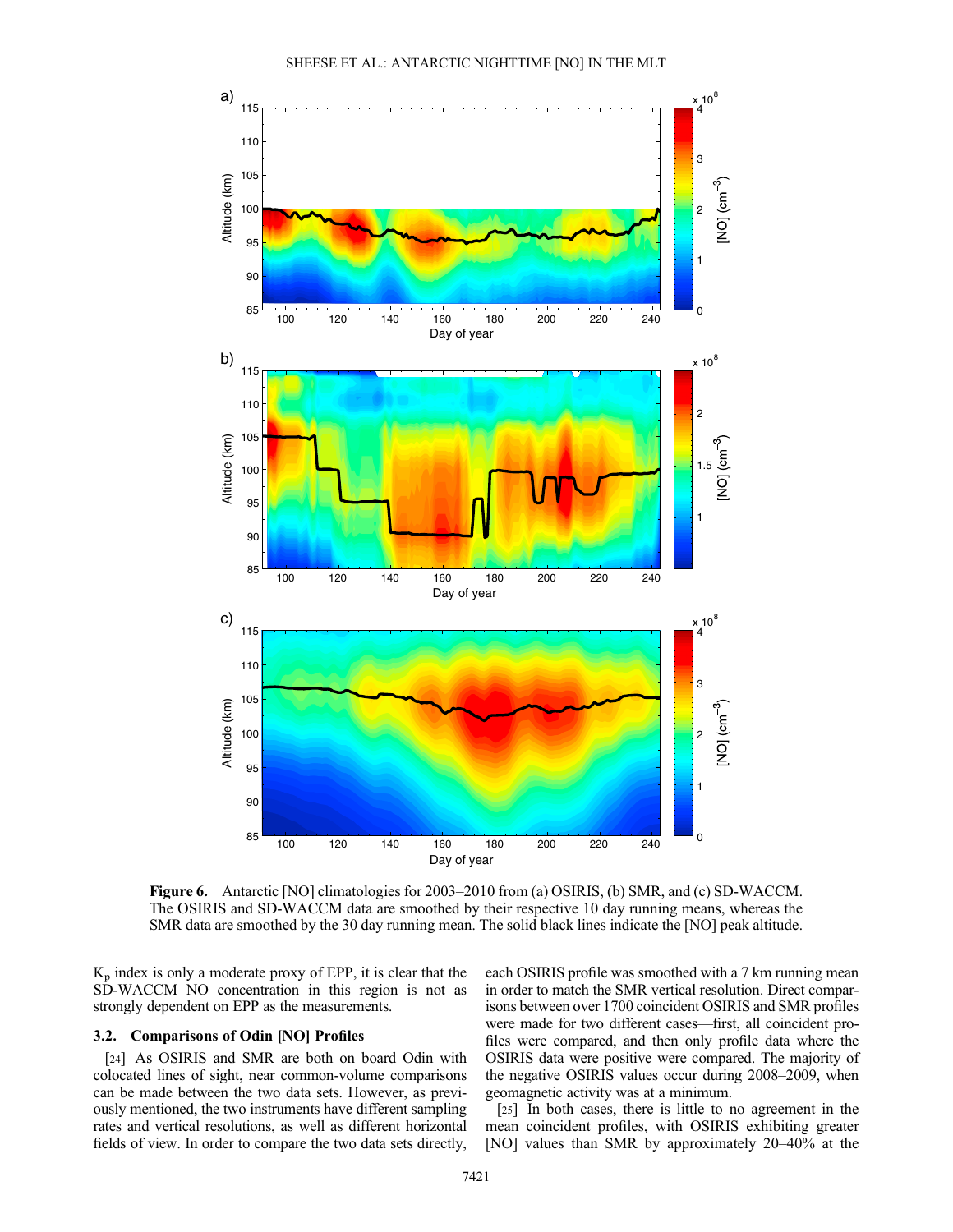Figure 6. Antarctic [NO] climatologies for 2003–2010 from (a) OSIRIS, (b) SMR, and (c) SD-WACCM. The OSIRIS and SD-WACCM data are smoothed by their respective 10 day running means, whereas the SMR data are smoothed by the 30 day running mean. The solid black lines indicate the [NO] peak altitude.

$K_p$ index is only a moderate proxy of EPP, it is clear that the SD-WACCM NO concentration in this region is not as strongly dependent on EPP as the measurements.

### 3.2. Comparisons of Odin [NO] Profiles

[24] As OSIRIS and SMR are both on board Odin with colocated lines of sight, near common-volume comparisons can be made between the two data sets. However, as previously mentioned, the two instruments have different sampling rates and vertical resolutions, as well as different horizontal fields of view. In order to compare the two data sets directly, each OSIRIS profile was smoothed with a 7 km running mean in order to match the SMR vertical resolution. Direct comparisons between over 1700 coincident OSIRIS and SMR profiles were made for two different cases—first, all coincident profiles were compared, and then only profile data where the OSIRIS data were positive were compared. The majority of the negative OSIRIS values occur during 2008–2009, when geomagnetic activity was at a minimum.

[25] In both cases, there is little to no agreement in the mean coincident profiles, with OSIRIS exhibiting greater [NO] values than SMR by approximately 20–40% at the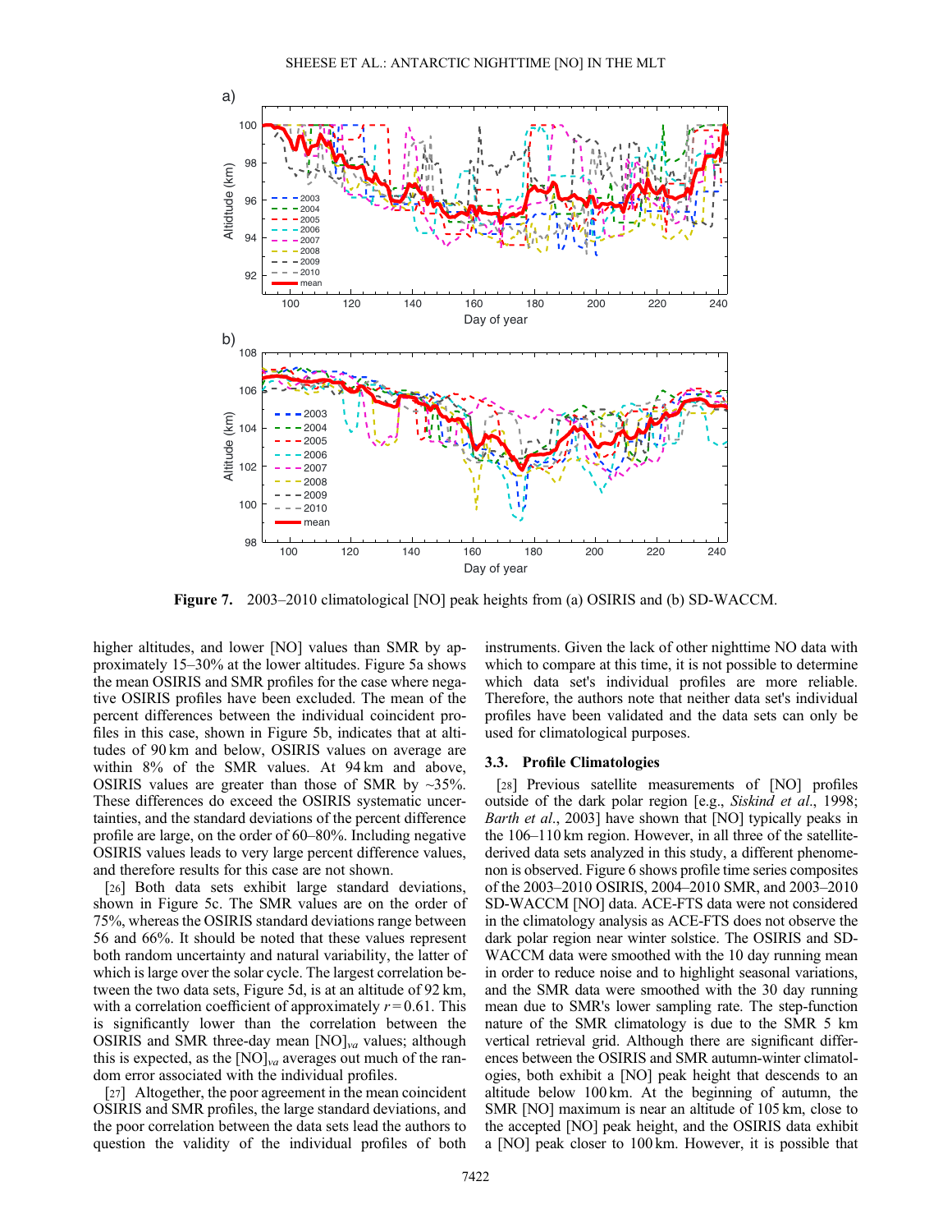Figure 7. 2003–2010 climatological [NO] peak heights from (a) OSIRIS and (b) SD-WACCM.

higher altitudes, and lower [NO] values than SMR by approximately 15–30% at the lower altitudes. Figure 5a shows the mean OSIRIS and SMR profiles for the case where negative OSIRIS profiles have been excluded. The mean of the percent differences between the individual coincident profiles in this case, shown in Figure 5b, indicates that at altitudes of 90 km and below, OSIRIS values on average are within 8% of the SMR values. At 94 km and above, OSIRIS values are greater than those of SMR by ~35%. These differences do exceed the OSIRIS systematic uncertainties, and the standard deviations of the percent difference profile are large, on the order of 60–80%. Including negative OSIRIS values leads to very large percent difference values, and therefore results for this case are not shown.

[26] Both data sets exhibit large standard deviations, shown in Figure 5c. The SMR values are on the order of 75%, whereas the OSIRIS standard deviations range between 56 and 66%. It should be noted that these values represent both random uncertainty and natural variability, the latter of which is large over the solar cycle. The largest correlation between the two data sets, Figure 5d, is at an altitude of 92 km, with a correlation coefficient of approximately $r = 0.61$. This is significantly lower than the correlation between the OSIRIS and SMR three-day mean $[NO]_{va}$ values; although this is expected, as the $[NO]_{va}$ averages out much of the random error associated with the individual profiles.

[27] Altogether, the poor agreement in the mean coincident OSIRIS and SMR profiles, the large standard deviations, and the poor correlation between the data sets lead the authors to question the validity of the individual profiles of both instruments. Given the lack of other nighttime NO data with which to compare at this time, it is not possible to determine which data set's individual profiles are more reliable. Therefore, the authors note that neither data set's individual profiles have been validated and the data sets can only be used for climatological purposes.

### 3.3. Profile Climatologies

[28] Previous satellite measurements of [NO] profiles outside of the dark polar region [e.g., *Siskind et al*., 1998; *Barth et al*., 2003] have shown that [NO] typically peaks in the 106–110 km region. However, in all three of the satellite-derived data sets analyzed in this study, a different phenomenon is observed. Figure 6 shows profile time series composites of the 2003–2010 OSIRIS, 2004–2010 SMR, and 2003–2010 SD-WACCM [NO] data. ACE-FTS data were not considered in the climatology analysis as ACE-FTS does not observe the dark polar region near winter solstice. The OSIRIS and SD-WACCM data were smoothed with the 10 day running mean in order to reduce noise and to highlight seasonal variations, and the SMR data were smoothed with the 30 day running mean due to SMR's lower sampling rate. The step-function nature of the SMR climatology is due to the SMR 5 km vertical retrieval grid. Although there are significant differences between the OSIRIS and SMR autumn-winter climatologies, both exhibit a [NO] peak height that descends to an altitude below 100 km. At the beginning of autumn, the SMR [NO] maximum is near an altitude of 105 km, close to the accepted [NO] peak height, and the OSIRIS data exhibit a [NO] peak closer to 100 km. However, it is possible that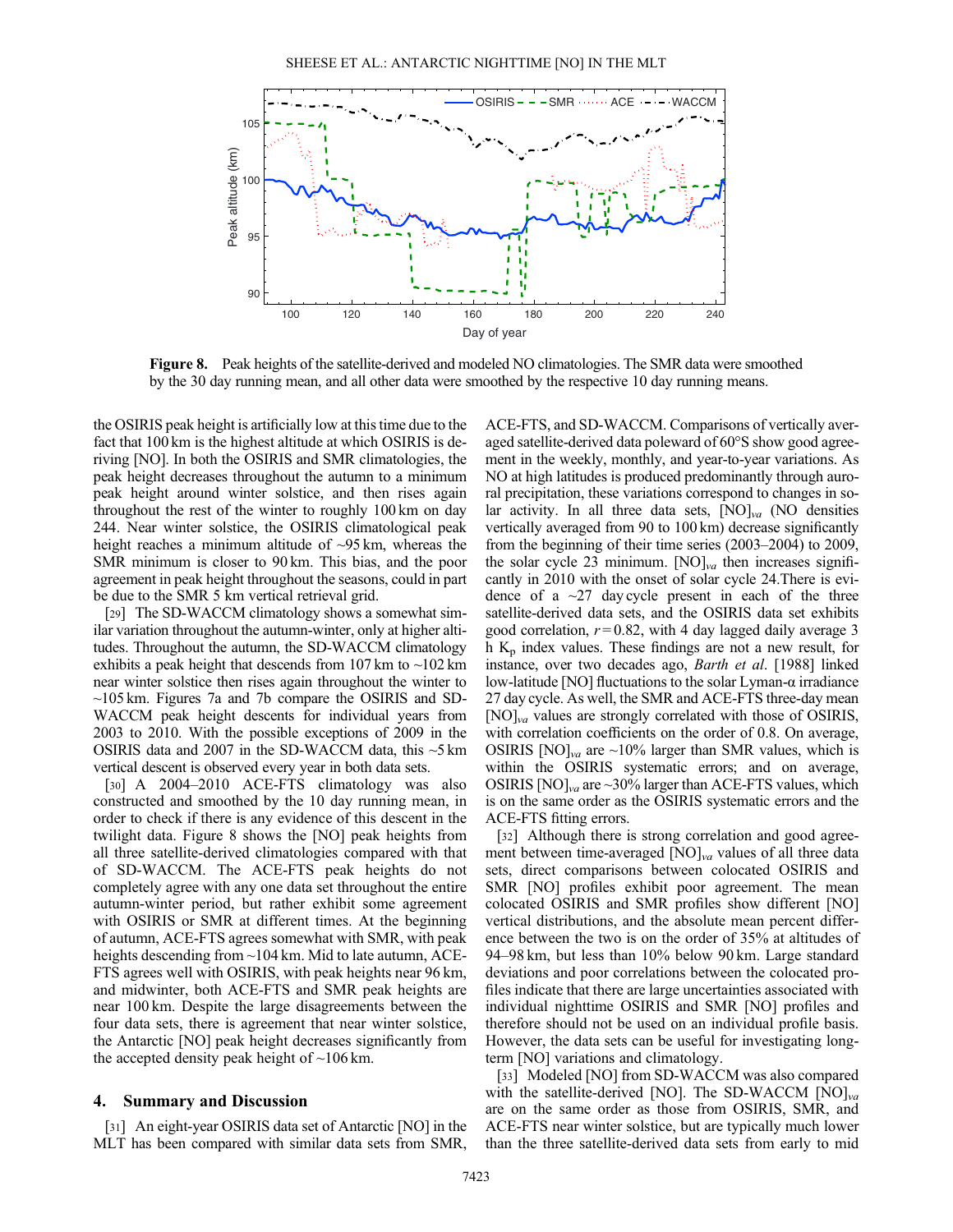Figure 8. Peak heights of the satellite-derived and modeled NO climatologies. The SMR data were smoothed by the 30 day running mean, and all other data were smoothed by the respective 10 day running means.

the OSIRIS peak height is artificially low at this time due to the fact that 100 km is the highest altitude at which OSIRIS is deriving [NO]. In both the OSIRIS and SMR climatologies, the peak height decreases throughout the autumn to a minimum peak height around winter solstice, and then rises again throughout the rest of the winter to roughly 100 km on day 244. Near winter solstice, the OSIRIS climatological peak height reaches a minimum altitude of ~95 km, whereas the SMR minimum is closer to 90 km. This bias, and the poor agreement in peak height throughout the seasons, could in part be due to the SMR 5 km vertical retrieval grid.

[29] The SD-WACCM climatology shows a somewhat similar variation throughout the autumn-winter, only at higher altitudes. Throughout the autumn, the SD-WACCM climatology exhibits a peak height that descends from 107 km to ~102 km near winter solstice then rises again throughout the winter to ~105 km. Figures 7a and 7b compare the OSIRIS and SD-WACCM peak height descents for individual years from 2003 to 2010. With the possible exceptions of 2009 in the OSIRIS data and 2007 in the SD-WACCM data, this ~5 km vertical descent is observed every year in both data sets.

[30] A 2004–2010 ACE-FTS climatology was also constructed and smoothed by the 10 day running mean, in order to check if there is any evidence of this descent in the twilight data. Figure 8 shows the [NO] peak heights from all three satellite-derived climatologies compared with that of SD-WACCM. The ACE-FTS peak heights do not completely agree with any one data set throughout the entire autumn-winter period, but rather exhibit some agreement with OSIRIS or SMR at different times. At the beginning of autumn, ACE-FTS agrees somewhat with SMR, with peak heights descending from ~104 km. Mid to late autumn, ACE-FTS agrees well with OSIRIS, with peak heights near 96 km, and midwinter, both ACE-FTS and SMR peak heights are near 100 km. Despite the large disagreements between the four data sets, there is agreement that near winter solstice, the Antarctic [NO] peak height decreases significantly from the accepted density peak height of ~106 km.

## 4. Summary and Discussion

[31] An eight-year OSIRIS data set of Antarctic [NO] in the MLT has been compared with similar data sets from SMR, ACE-FTS, and SD-WACCM. Comparisons of vertically averaged satellite-derived data poleward of 60°S show good agreement in the weekly, monthly, and year-to-year variations. As NO at high latitudes is produced predominantly through auroral precipitation, these variations correspond to changes in solar activity. In all three data sets, $[NO]_{va}$ (NO densities vertically averaged from 90 to 100 km) decrease significantly from the beginning of their time series (2003–2004) to 2009, the solar cycle 23 minimum. $[NO]_{va}$ then increases significantly in 2010 with the onset of solar cycle 24. There is evidence of a ~27 day cycle present in each of the three satellite-derived data sets, and the OSIRIS data set exhibits good correlation, $r = 0.82$, with 4 day lagged daily average 3 h $K_p$ index values. These findings are not a new result, for instance, over two decades ago, *Barth et al.* [1988] linked low-latitude [NO] fluctuations to the solar Lyman-α irradiance 27 day cycle. As well, the SMR and ACE-FTS three-day mean $[NO]_{va}$ values are strongly correlated with those of OSIRIS, with correlation coefficients on the order of 0.8. On average, OSIRIS $[NO]_{va}$ are ~10% larger than SMR values, which is within the OSIRIS systematic errors; and on average, OSIRIS $[NO]_{va}$ are ~30% larger than ACE-FTS values, which is on the same order as the OSIRIS systematic errors and the ACE-FTS fitting errors.

[32] Although there is strong correlation and good agreement between time-averaged $[NO]_{va}$ values of all three data sets, direct comparisons between colocated OSIRIS and SMR [NO] profiles exhibit poor agreement. The mean colocated OSIRIS and SMR profiles show different [NO] vertical distributions, and the absolute mean percent difference between the two is on the order of 35% at altitudes of 94–98 km, but less than 10% below 90 km. Large standard deviations and poor correlations between the colocated profiles indicate that there are large uncertainties associated with individual nighttime OSIRIS and SMR [NO] profiles and therefore should not be used on an individual profile basis. However, the data sets can be useful for investigating long-term [NO] variations and climatology.

[33] Modeled [NO] from SD-WACCM was also compared with the satellite-derived [NO]. The SD-WACCM $[NO]_{va}$ are on the same order as those from OSIRIS, SMR, and ACE-FTS near winter solstice, but are typically much lower than the three satellite-derived data sets from early to mid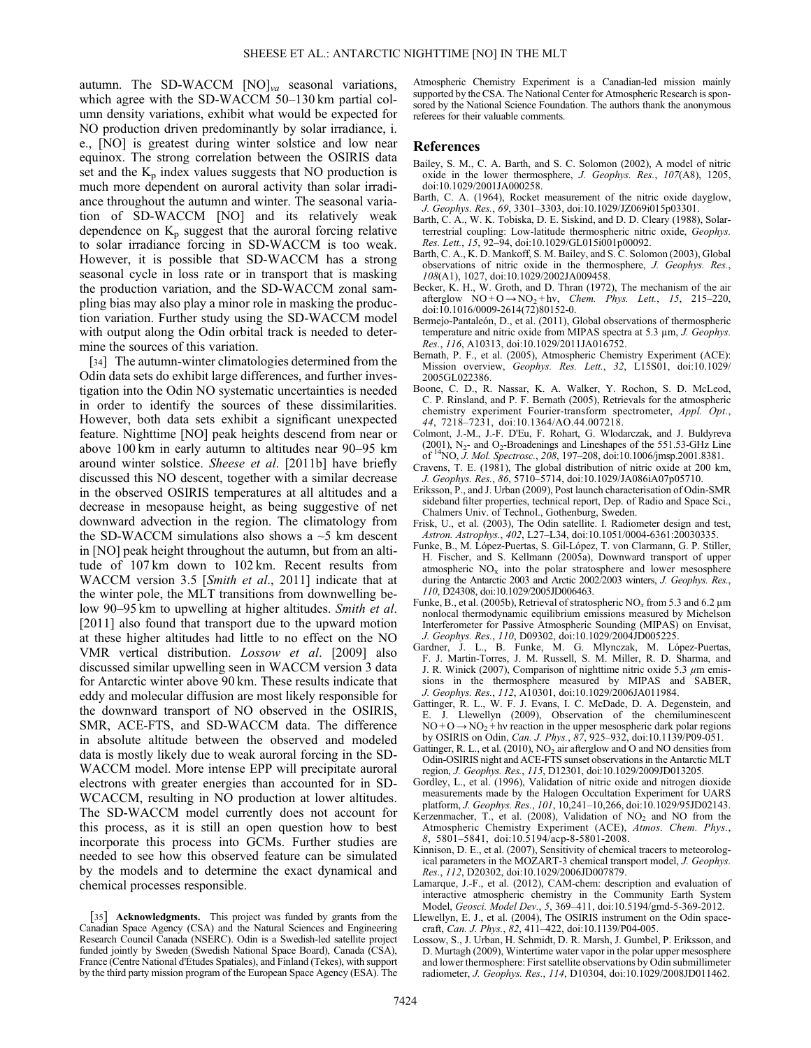autumn. The SD-WACCM $[NO]_{va}$ seasonal variations, which agree with the SD-WACCM 50–130 km partial column density variations, exhibit what would be expected for NO production driven predominantly by solar irradiance, i. e., [NO] is greatest during winter solstice and low near equinox. The strong correlation between the OSIRIS data set and the $K_p$ index values suggests that NO production is much more dependent on auroral activity than solar irradiance throughout the autumn and winter. The seasonal variation of SD-WACCM [NO] and its relatively weak dependence on $K_p$ suggest that the auroral forcing relative to solar irradiance forcing in SD-WACCM is too weak. However, it is possible that SD-WACCM has a strong seasonal cycle in loss rate or in transport that is masking the production variation, and the SD-WACCM zonal sampling bias may also play a minor role in masking the production variation. Further study using the SD-WACCM model with output along the Odin orbital track is needed to determine the sources of this variation.

[34] The autumn-winter climatologies determined from the Odin data sets do exhibit large differences, and further investigation into the Odin NO systematic uncertainties is needed in order to identify the sources of these dissimilarities. However, both data sets exhibit a significant unexpected feature. Nighttime [NO] peak heights descend from near or above 100 km in early autumn to altitudes near 90–95 km around winter solstice. *Sheese et al*. [2011b] have briefly discussed this NO descent, together with a similar decrease in the observed OSIRIS temperatures at all altitudes and a decrease in mesopause height, as being suggestive of net downward advection in the region. The climatology from the SD-WACCM simulations also shows a ~5 km descent in [NO] peak height throughout the autumn, but from an altitude of 107 km down to 102 km. Recent results from WACCM version 3.5 [*Smith et al*., 2011] indicate that at the winter pole, the MLT transitions from downwelling below 90–95 km to upwelling at higher altitudes. *Smith et al*. [2011] also found that transport due to the upward motion at these higher altitudes had little to no effect on the NO VMR vertical distribution. *Lossow et al*. [2009] also discussed similar upwelling seen in WACCM version 3 data for Antarctic winter above 90 km. These results indicate that eddy and molecular diffusion are most likely responsible for the downward transport of NO observed in the OSIRIS, SMR, ACE-FTS, and SD-WACCM data. The difference in absolute altitude between the observed and modeled data is mostly likely due to weak auroral forcing in the SD-WACCM model. More intense EPP will precipitate auroral electrons with greater energies than accounted for in SD-WCACCM, resulting in NO production at lower altitudes. The SD-WACCM model currently does not account for this process, as it is still an open question how to best incorporate this process into GCMs. Further studies are needed to see how this observed feature can be simulated by the models and to determine the exact dynamical and chemical processes responsible.

[35] **Acknowledgments.** This project was funded by grants from the Canadian Space Agency (CSA) and the Natural Sciences and Engineering Research Council Canada (NSERC). Odin is a Swedish-led satellite project funded jointly by Sweden (Swedish National Space Board), Canada (CSA), France (Centre National d'Études Spatiales), and Finland (Tekes), with support by the third party mission program of the European Space Agency (ESA). The Atmospheric Chemistry Experiment is a Canadian-led mission mainly supported by the CSA. The National Center for Atmospheric Research is sponsored by the National Science Foundation. The authors thank the anonymous referees for their valuable comments.

## References

Bailey, S. M., C. A. Barth, and S. C. Solomon (2002), A model of nitric oxide in the lower thermosphere, *J. Geophys. Res.*, *107*(A8), 1205, doi:10.1029/2001JA000258.

Barth, C. A. (1964), Rocket measurement of the nitric oxide dayglow, *J. Geophys. Res.*, *69*, 3301–3303, doi:10.1029/JZ069i015p03301.

Barth, C. A., W. K. Tobiska, D. E. Siskind, and D. D. Cleary (1988), Solar-terrestrial coupling: Low-latitude thermospheric nitric oxide, *Geophys. Res. Lett.*, *15*, 92–94, doi:10.1029/GL015i001p00092.

Barth, C. A., K. D. Mankoff, S. M. Bailey, and S. C. Solomon (2003), Global observations of nitric oxide in the thermosphere, *J. Geophys. Res.*, *108*(A1), 1027, doi:10.1029/2002JA009458.

Becker, K. H., W. Groth, and D. Thran (1972), The mechanism of the air afterglow $NO + O \rightarrow NO_2 + h\nu$, *Chem. Phys. Lett.*, *15*, 215–220, doi:10.1016/0009-2614(72)80152-0.

Bermejo-Pantaleón, D., et al. (2011), Global observations of thermospheric temperature and nitric oxide from MIPAS spectra at 5.3 μm, *J. Geophys. Res.*, *116*, A10313, doi:10.1029/2011JA016752.

Bernath, P. F., et al. (2005), Atmospheric Chemistry Experiment (ACE): Mission overview, *Geophys. Res. Lett.*, *32*, L15S01, doi:10.1029/2005GL022386.

Boone, C. D., R. Nassar, K. A. Walker, Y. Rochon, S. D. McLeod, C. P. Rinsland, and P. F. Bernath (2005), Retrievals for the atmospheric chemistry experiment Fourier-transform spectrometer, *Appl. Opt.*, *44*, 7218–7231, doi:10.1364/AO.44.007218.

Colmont, J.-M., J.-F. D'Eu, F. Rohart, G. Wlodarczak, and J. Buldyreva (2001), $N_2$- and $O_2$-Broadenings and Lineshapes of the 551.53-GHz Line of $^{14}$NO, *J. Mol. Spectrosc.*, *208*, 197–208, doi:10.1006/jmsp.2001.8381.

Cravens, T. E. (1981), The global distribution of nitric oxide at 200 km, *J. Geophys. Res.*, *86*, 5710–5714, doi:10.1029/JA086iA07p05710.

Eriksson, P., and J. Urban (2009), Post launch characterisation of Odin-SMR sideband filter properties, technical report, Dep. of Radio and Space Sci., Chalmers Univ. of Technol., Gothenburg, Sweden.

Frisk, U., et al. (2003), The Odin satellite. I. Radiometer design and test, *Astron. Astrophys.*, *402*, L27–L34, doi:10.1051/0004-6361:20030335.

Funke, B., M. López-Puertas, S. Gil-López, T. von Clarmann, G. P. Stiller, H. Fischer, and S. Kellmann (2005a), Downward transport of upper atmospheric $NO_x$ into the polar stratosphere and lower mesosphere during the Antarctic 2003 and Arctic 2002/2003 winters, *J. Geophys. Res.*, *110*, D24308, doi:10.1029/2005JD006463.

Funke, B., et al. (2005b), Retrieval of stratospheric $NO_x$ from 5.3 and 6.2 μm nonlocal thermodynamic equilibrium emissions measured by Michelson Interferometer for Passive Atmospheric Sounding (MIPAS) on Envisat, *J. Geophys. Res.*, *110*, D09302, doi:10.1029/2004JD005225.

Gardner, J. L., B. Funke, M. G. Mlynczak, M. López-Puertas, F. J. Martin-Torres, J. M. Russell, S. M. Miller, R. D. Sharma, and J. R. Winick (2007), Comparison of nighttime nitric oxide 5.3 μm emissions in the thermosphere measured by MIPAS and SABER, *J. Geophys. Res.*, *112*, A10301, doi:10.1029/2006JA011984.

Gattinger, R. L., W. F. J. Evans, I. C. McDade, D. A. Degenstein, and E. J. Llewellyn (2009), Observation of the chemiluminescent $NO + O \rightarrow NO_2 + h\nu$ reaction in the upper mesospheric dark polar regions by OSIRIS on Odin, *Can. J. Phys.*, *87*, 925–932, doi:10.1139/P09-051.

Gattinger, R. L., et al. (2010), $NO_2$ air afterglow and O and NO densities from Odin-OSIRIS night and ACE-FTS sunset observations in the Antarctic MLT region, *J. Geophys. Res.*, *115*, D12301, doi:10.1029/2009JD013205.

Gordley, L., et al. (1996), Validation of nitric oxide and nitrogen dioxide measurements made by the Halogen Occultation Experiment for UARS platform, *J. Geophys. Res.*, *101*, 10,241–10,266, doi:10.1029/95JD02143.

Kerzenmacher, T., et al. (2008), Validation of $NO_2$ and NO from the Atmospheric Chemistry Experiment (ACE), *Atmos. Chem. Phys.*, *8*, 5801–5841, doi:10.5194/acp-8-5801-2008.

Kinnison, D. E., et al. (2007), Sensitivity of chemical tracers to meteorological parameters in the MOZART-3 chemical transport model, *J. Geophys. Res.*, *112*, D20302, doi:10.1029/2006JD007879.

Lamarque, J.-F., et al. (2012), CAM-chem: description and evaluation of interactive atmospheric chemistry in the Community Earth System Model, *Geosci. Model Dev.*, *5*, 369–411, doi:10.5194/gmd-5-369-2012.

Llewellyn, E. J., et al. (2004), The OSIRIS instrument on the Odin spacecraft, *Can. J. Phys.*, *82*, 411–422, doi:10.1139/P04-005.

Lossow, S., J. Urban, H. Schmidt, D. R. Marsh, J. Gumbel, P. Eriksson, and D. Murtagh (2009), Wintertime water vapor in the polar upper mesosphere and lower thermosphere: First satellite observations by Odin submillimeter radiometer, *J. Geophys. Res.*, *114*, D10304, doi:10.1029/2008JD011462.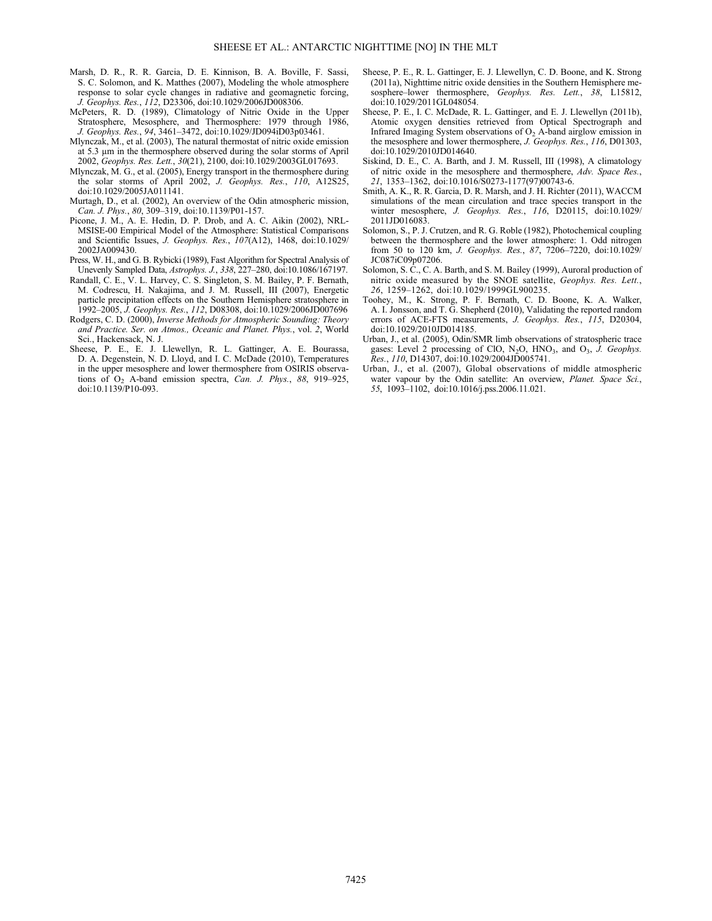Marsh, D. R., R. R. Garcia, D. E. Kinnison, B. A. Boville, F. Sassi, S. C. Solomon, and K. Matthes (2007), Modeling the whole atmosphere response to solar cycle changes in radiative and geomagnetic forcing, *J. Geophys. Res.*, *112*, D23306, doi:10.1029/2006JD008306.

McPeters, R. D. (1989), Climatology of Nitric Oxide in the Upper Stratosphere, Mesosphere, and Thermosphere: 1979 through 1986, *J. Geophys. Res.*, *94*, 3461–3472, doi:10.1029/JD094iD03p03461.

Mlynczak, M., et al. (2003), The natural thermostat of nitric oxide emission at 5.3 μm in the thermosphere observed during the solar storms of April 2002, *Geophys. Res. Lett.*, *30*(21), 2100, doi:10.1029/2003GL017693.

Mlynczak, M. G., et al. (2005), Energy transport in the thermosphere during the solar storms of April 2002, *J. Geophys. Res.*, *110*, A12S25, doi:10.1029/2005JA011141.

Murtagh, D., et al. (2002), An overview of the Odin atmospheric mission, *Can. J. Phys.*, *80*, 309–319, doi:10.1139/P01-157.

Picone, J. M., A. E. Hedin, D. P. Drob, and A. C. Aikin (2002), NRL-MSISE-00 Empirical Model of the Atmosphere: Statistical Comparisons and Scientific Issues, *J. Geophys. Res.*, *107*(A12), 1468, doi:10.1029/2002JA009430.

Press, W. H., and G. B. Rybicki (1989), Fast Algorithm for Spectral Analysis of Unevenly Sampled Data, *Astrophys. J.*, *338*, 227–280, doi:10.1086/167197.

Randall, C. E., V. L. Harvey, C. S. Singleton, S. M. Bailey, P. F. Bernath, M. Codrescu, H. Nakajima, and J. M. Russell, III (2007), Energetic particle precipitation effects on the Southern Hemisphere stratosphere in 1992–2005, *J. Geophys. Res.*, *112*, D08308, doi:10.1029/2006JD007696

Rodgers, C. D. (2000), *Inverse Methods for Atmospheric Sounding: Theory and Practice. Ser. on Atmos., Oceanic and Planet. Phys.*, vol. *2*, World Sci., Hackensack, N. J.

Sheese, P. E., E. J. Llewellyn, R. L. Gattinger, A. E. Bourassa, D. A. Degenstein, N. D. Lloyd, and I. C. McDade (2010), Temperatures in the upper mesosphere and lower thermosphere from OSIRIS observations of $O_2$ A-band emission spectra, *Can. J. Phys.*, *88*, 919–925, doi:10.1139/P10-093.

Sheese, P. E., R. L. Gattinger, E. J. Llewellyn, C. D. Boone, and K. Strong (2011a), Nighttime nitric oxide densities in the Southern Hemisphere mesosphere–lower thermosphere, *Geophys. Res. Lett.*, *38*, L15812, doi:10.1029/2011GL048054.

Sheese, P. E., I. C. McDade, R. L. Gattinger, and E. J. Llewellyn (2011b), Atomic oxygen densities retrieved from Optical Spectrograph and Infrared Imaging System observations of $O_2$ A-band airglow emission in the mesosphere and lower thermosphere, *J. Geophys. Res.*, *116*, D01303, doi:10.1029/2010JD014640.

Siskind, D. E., C. A. Barth, and J. M. Russell, III (1998), A climatology of nitric oxide in the mesosphere and thermosphere, *Adv. Space Res.*, *21*, 1353–1362, doi:10.1016/S0273-1177(97)00743-6.

Smith, A. K., R. R. Garcia, D. R. Marsh, and J. H. Richter (2011), WACCM simulations of the mean circulation and trace species transport in the winter mesosphere, *J. Geophys. Res.*, *116*, D20115, doi:10.1029/2011JD016083.

Solomon, S., P. J. Crutzen, and R. G. Roble (1982), Photochemical coupling between the thermosphere and the lower atmosphere: 1. Odd nitrogen from 50 to 120 km, *J. Geophys. Res.*, *87*, 7206–7220, doi:10.1029/JC087iC09p07206.

Solomon, S. C., C. A. Barth, and S. M. Bailey (1999), Auroral production of nitric oxide measured by the SNOE satellite, *Geophys. Res. Lett.*, *26*, 1259–1262, doi:10.1029/1999GL900235.

Toohey, M., K. Strong, P. F. Bernath, C. D. Boone, K. A. Walker, A. I. Jonsson, and T. G. Shepherd (2010), Validating the reported random errors of ACE-FTS measurements, *J. Geophys. Res.*, *115*, D20304, doi:10.1029/2010JD014185.

Urban, J., et al. (2005), Odin/SMR limb observations of stratospheric trace gases: Level 2 processing of ClO, $N_2O$, $HNO_3$, and $O_3$, *J. Geophys. Res.*, *110*, D14307, doi:10.1029/2004JD005741.

Urban, J., et al. (2007), Global observations of middle atmospheric water vapour by the Odin satellite: An overview, *Planet. Space Sci.*, *55*, 1093–1102, doi:10.1016/j.pss.2006.11.021.